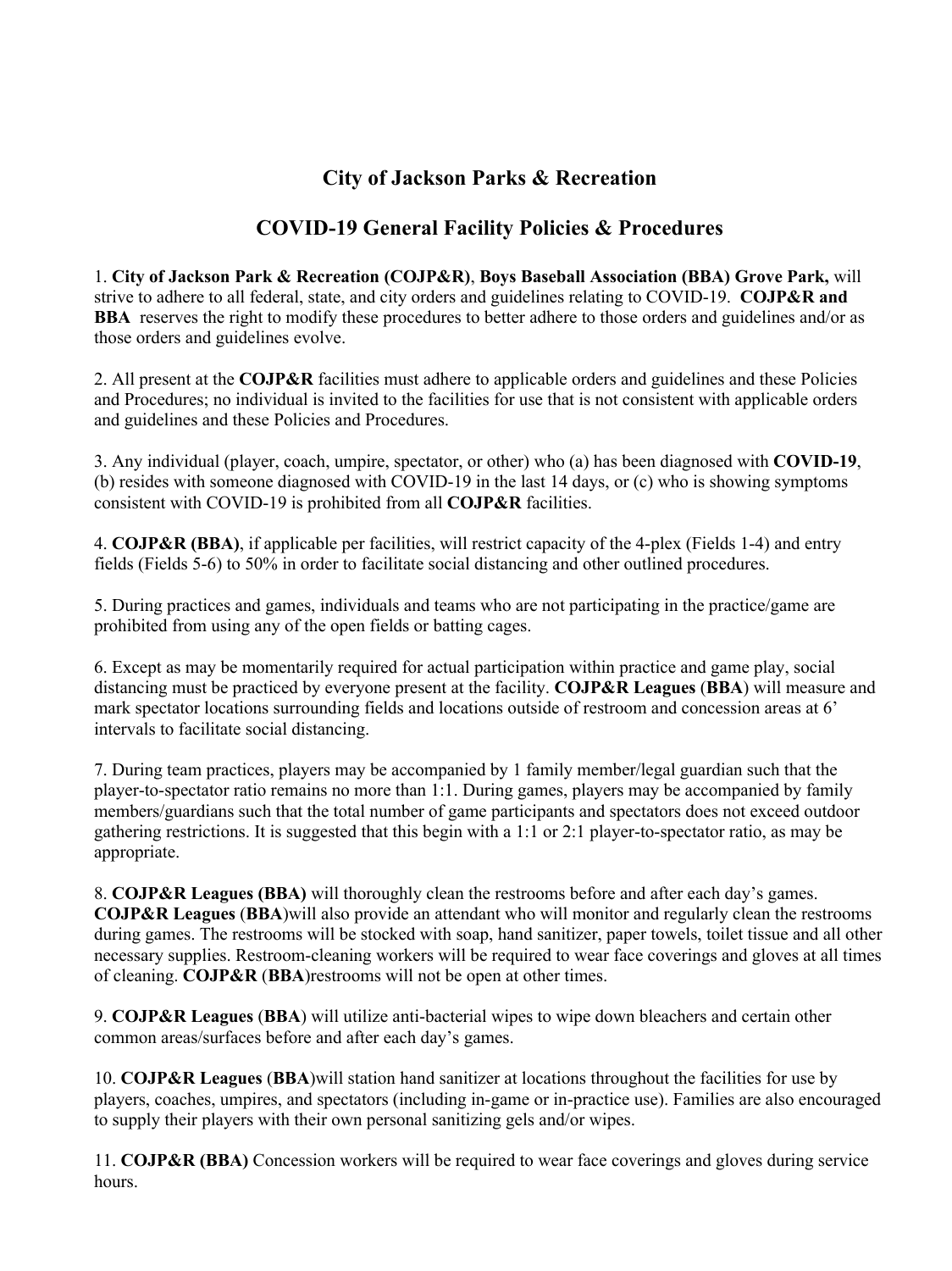# City of Jackson Parks & Recreation

## COVID-19 General Facility Policies & Procedures

1. **City of Jackson Park & Recreation (COJP&R)**, **Boys Baseball Association (BBA) Grove Park,** will strive to adhere to all federal, state, and city orders and guidelines relating to COVID-19. **COJP&R and BBA** reserves the right to modify these procedures to better adhere to those orders and guidelines and/or as those orders and guidelines evolve.

2. All present at the **COJP&R** facilities must adhere to applicable orders and guidelines and these Policies and Procedures; no individual is invited to the facilities for use that is not consistent with applicable orders and guidelines and these Policies and Procedures.

3. Any individual (player, coach, umpire, spectator, or other) who (a) has been diagnosed with **COVID-19**, (b) resides with someone diagnosed with COVID-19 in the last 14 days, or (c) who is showing symptoms consistent with COVID-19 is prohibited from all **COJP&R** facilities.

4. **COJP&R (BBA)**, if applicable per facilities, will restrict capacity of the 4-plex (Fields 1-4) and entry fields (Fields 5-6) to 50% in order to facilitate social distancing and other outlined procedures.

5. During practices and games, individuals and teams who are not participating in the practice/game are prohibited from using any of the open fields or batting cages.

6. Except as may be momentarily required for actual participation within practice and game play, social distancing must be practiced by everyone present at the facility. **COJP&R Leagues** (**BBA**) will measure and mark spectator locations surrounding fields and locations outside of restroom and concession areas at 6' intervals to facilitate social distancing.

7. During team practices, players may be accompanied by 1 family member/legal guardian such that the player-to-spectator ratio remains no more than 1:1. During games, players may be accompanied by family members/guardians such that the total number of game participants and spectators does not exceed outdoor gathering restrictions. It is suggested that this begin with a 1:1 or 2:1 player-to-spectator ratio, as may be appropriate.

8. **COJP&R Leagues (BBA)** will thoroughly clean the restrooms before and after each day's games. **COJP&R Leagues** (**BBA**)will also provide an attendant who will monitor and regularly clean the restrooms during games. The restrooms will be stocked with soap, hand sanitizer, paper towels, toilet tissue and all other necessary supplies. Restroom-cleaning workers will be required to wear face coverings and gloves at all times of cleaning. **COJP&R** (**BBA**)restrooms will not be open at other times.

9. **COJP&R Leagues** (**BBA**) will utilize anti-bacterial wipes to wipe down bleachers and certain other common areas/surfaces before and after each day's games.

10. **COJP&R Leagues** (**BBA**)will station hand sanitizer at locations throughout the facilities for use by players, coaches, umpires, and spectators (including in-game or in-practice use). Families are also encouraged to supply their players with their own personal sanitizing gels and/or wipes.

11. **COJP&R (BBA)** Concession workers will be required to wear face coverings and gloves during service hours.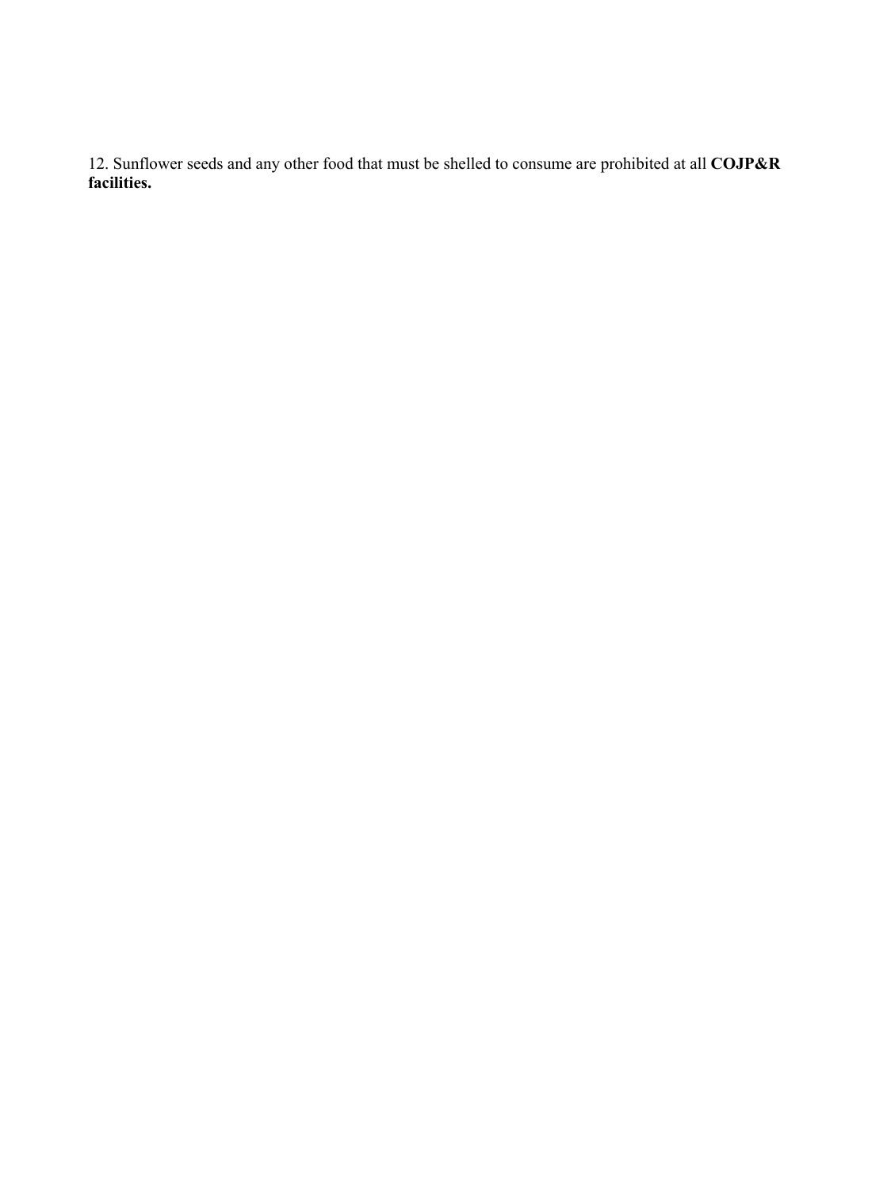12. Sunflower seeds and any other food that must be shelled to consume are prohibited at all **COJP&R facilities.**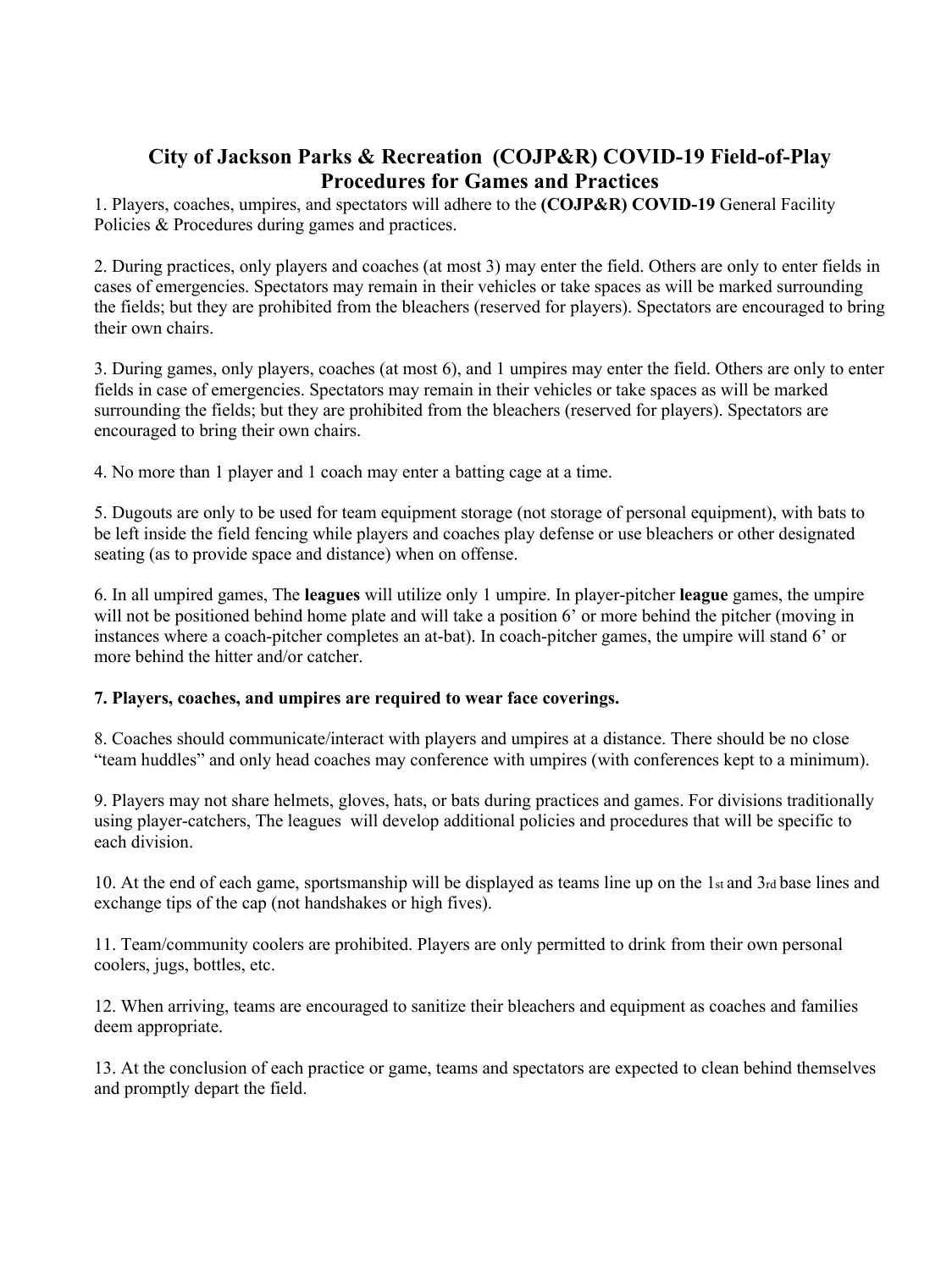# City of Jackson Parks & Recreation (COJP&R) COVID-19 Field-of-Play Procedures for Games and Practices

1. Players, coaches, umpires, and spectators will adhere to the **(COJP&R) COVID-19** General Facility Policies & Procedures during games and practices.

2. During practices, only players and coaches (at most 3) may enter the field. Others are only to enter fields in cases of emergencies. Spectators may remain in their vehicles or take spaces as will be marked surrounding the fields; but they are prohibited from the bleachers (reserved for players). Spectators are encouraged to bring their own chairs.

3. During games, only players, coaches (at most 6), and 1 umpires may enter the field. Others are only to enter fields in case of emergencies. Spectators may remain in their vehicles or take spaces as will be marked surrounding the fields; but they are prohibited from the bleachers (reserved for players). Spectators are encouraged to bring their own chairs.

4. No more than 1 player and 1 coach may enter a batting cage at a time.

5. Dugouts are only to be used for team equipment storage (not storage of personal equipment), with bats to be left inside the field fencing while players and coaches play defense or use bleachers or other designated seating (as to provide space and distance) when on offense.

6. In all umpired games, The **leagues** will utilize only 1 umpire. In player-pitcher **league** games, the umpire will not be positioned behind home plate and will take a position 6' or more behind the pitcher (moving in instances where a coach-pitcher completes an at-bat). In coach-pitcher games, the umpire will stand 6' or more behind the hitter and/or catcher.

**7. Players, coaches, and umpires are required to wear face coverings.**

8. Coaches should communicate/interact with players and umpires at a distance. There should be no close "team huddles" and only head coaches may conference with umpires (with conferences kept to a minimum).

9. Players may not share helmets, gloves, hats, or bats during practices and games. For divisions traditionally using player-catchers, The leagues will develop additional policies and procedures that will be specific to each division.

10. At the end of each game, sportsmanship will be displayed as teams line up on the 1st and 3rd base lines and exchange tips of the cap (not handshakes or high fives).

11. Team/community coolers are prohibited. Players are only permitted to drink from their own personal coolers, jugs, bottles, etc.

12. When arriving, teams are encouraged to sanitize their bleachers and equipment as coaches and families deem appropriate.

13. At the conclusion of each practice or game, teams and spectators are expected to clean behind themselves and promptly depart the field.